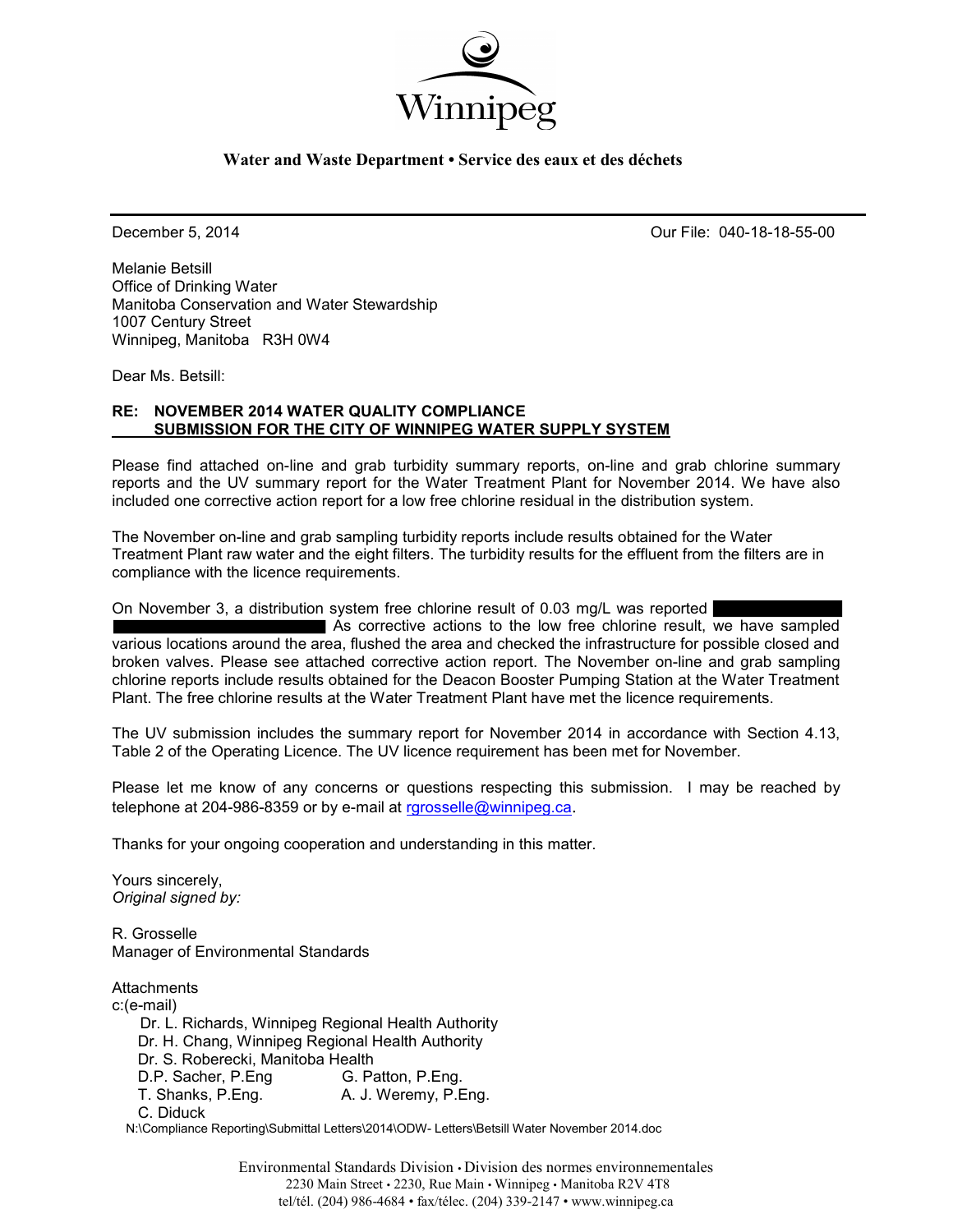Winnipeg

**Water and Waste Department • Service des eaux et des déchets**

December 5, 2014 Our File: 040-18-18-55-00

Melanie Betsill
Office of Drinking Water
Manitoba Conservation and Water Stewardship
1007 Century Street
Winnipeg, Manitoba R3H 0W4

Dear Ms. Betsill:

**RE: NOVEMBER 2014 WATER QUALITY COMPLIANCE SUBMISSION FOR THE CITY OF WINNIPEG WATER SUPPLY SYSTEM**

Please find attached on-line and grab turbidity summary reports, on-line and grab chlorine summary reports and the UV summary report for the Water Treatment Plant for November 2014. We have also included one corrective action report for a low free chlorine residual in the distribution system.

The November on-line and grab sampling turbidity reports include results obtained for the Water Treatment Plant raw water and the eight filters. The turbidity results for the effluent from the filters are in compliance with the licence requirements.

On November 3, a distribution system free chlorine result of 0.03 mg/L was reported [REDACTED] As corrective actions to the low free chlorine result, we have sampled various locations around the area, flushed the area and checked the infrastructure for possible closed and broken valves. Please see attached corrective action report. The November on-line and grab sampling chlorine reports include results obtained for the Deacon Booster Pumping Station at the Water Treatment Plant. The free chlorine results at the Water Treatment Plant have met the licence requirements.

The UV submission includes the summary report for November 2014 in accordance with Section 4.13, Table 2 of the Operating Licence. The UV licence requirement has been met for November.

Please let me know of any concerns or questions respecting this submission. I may be reached by telephone at 204-986-8359 or by e-mail at rgrosselle@winnipeg.ca.

Thanks for your ongoing cooperation and understanding in this matter.

Yours sincerely,
*Original signed by:*

R. Grosselle
Manager of Environmental Standards

Attachments
c:(e-mail)
Dr. L. Richards, Winnipeg Regional Health Authority
Dr. H. Chang, Winnipeg Regional Health Authority
Dr. S. Roberecki, Manitoba Health
D.P. Sacher, P.Eng G. Patton, P.Eng.
T. Shanks, P.Eng. A. J. Weremy, P.Eng.
C. Diduck

N:\Compliance Reporting\Submittal Letters\2014\ODW- Letters\Betsill Water November 2014.doc

Environmental Standards Division • Division des normes environnementales
2230 Main Street • 2230, Rue Main • Winnipeg • Manitoba R2V 4T8
tel/tél. (204) 986-4684 • fax/télec. (204) 339-2147 • www.winnipeg.ca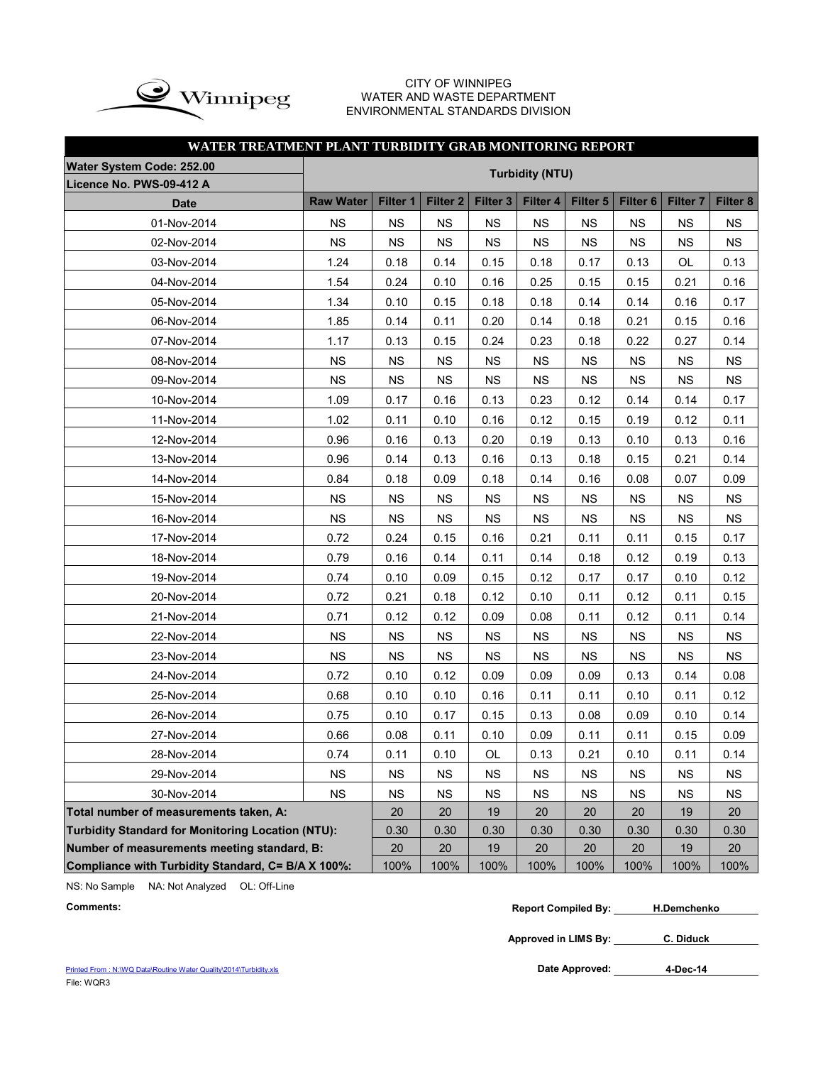CITY OF WINNIPEG
WATER AND WASTE DEPARTMENT
ENVIRONMENTAL STANDARDS DIVISION

## WATER TREATMENT PLANT TURBIDITY GRAB MONITORING REPORT

| Water System Code: 252.00<br>Licence No. PWS-09-412 A | Turbidity (NTU) | | | | | | | | |
|---|---|---|---|---|---|---|---|---|---|
| Date | Raw Water | Filter 1 | Filter 2 | Filter 3 | Filter 4 | Filter 5 | Filter 6 | Filter 7 | Filter 8 |
| 01-Nov-2014 | NS | NS | NS | NS | NS | NS | NS | NS | NS |
| 02-Nov-2014 | NS | NS | NS | NS | NS | NS | NS | NS | NS |
| 03-Nov-2014 | 1.24 | 0.18 | 0.14 | 0.15 | 0.18 | 0.17 | 0.13 | OL | 0.13 |
| 04-Nov-2014 | 1.54 | 0.24 | 0.10 | 0.16 | 0.25 | 0.15 | 0.15 | 0.21 | 0.16 |
| 05-Nov-2014 | 1.34 | 0.10 | 0.15 | 0.18 | 0.18 | 0.14 | 0.14 | 0.16 | 0.17 |
| 06-Nov-2014 | 1.85 | 0.14 | 0.11 | 0.20 | 0.14 | 0.18 | 0.21 | 0.15 | 0.16 |
| 07-Nov-2014 | 1.17 | 0.13 | 0.15 | 0.24 | 0.23 | 0.18 | 0.22 | 0.27 | 0.14 |
| 08-Nov-2014 | NS | NS | NS | NS | NS | NS | NS | NS | NS |
| 09-Nov-2014 | NS | NS | NS | NS | NS | NS | NS | NS | NS |
| 10-Nov-2014 | 1.09 | 0.17 | 0.16 | 0.13 | 0.23 | 0.12 | 0.14 | 0.14 | 0.17 |
| 11-Nov-2014 | 1.02 | 0.11 | 0.10 | 0.16 | 0.12 | 0.15 | 0.19 | 0.12 | 0.11 |
| 12-Nov-2014 | 0.96 | 0.16 | 0.13 | 0.20 | 0.19 | 0.13 | 0.10 | 0.13 | 0.16 |
| 13-Nov-2014 | 0.96 | 0.14 | 0.13 | 0.16 | 0.13 | 0.18 | 0.15 | 0.21 | 0.14 |
| 14-Nov-2014 | 0.84 | 0.18 | 0.09 | 0.18 | 0.14 | 0.16 | 0.08 | 0.07 | 0.09 |
| 15-Nov-2014 | NS | NS | NS | NS | NS | NS | NS | NS | NS |
| 16-Nov-2014 | NS | NS | NS | NS | NS | NS | NS | NS | NS |
| 17-Nov-2014 | 0.72 | 0.24 | 0.15 | 0.16 | 0.21 | 0.11 | 0.11 | 0.15 | 0.17 |
| 18-Nov-2014 | 0.79 | 0.16 | 0.14 | 0.11 | 0.14 | 0.18 | 0.12 | 0.19 | 0.13 |
| 19-Nov-2014 | 0.74 | 0.10 | 0.09 | 0.15 | 0.12 | 0.17 | 0.17 | 0.10 | 0.12 |
| 20-Nov-2014 | 0.72 | 0.21 | 0.18 | 0.12 | 0.10 | 0.11 | 0.12 | 0.11 | 0.15 |
| 21-Nov-2014 | 0.71 | 0.12 | 0.12 | 0.09 | 0.08 | 0.11 | 0.12 | 0.11 | 0.14 |
| 22-Nov-2014 | NS | NS | NS | NS | NS | NS | NS | NS | NS |
| 23-Nov-2014 | NS | NS | NS | NS | NS | NS | NS | NS | NS |
| 24-Nov-2014 | 0.72 | 0.10 | 0.12 | 0.09 | 0.09 | 0.09 | 0.13 | 0.14 | 0.08 |
| 25-Nov-2014 | 0.68 | 0.10 | 0.10 | 0.16 | 0.11 | 0.11 | 0.10 | 0.11 | 0.12 |
| 26-Nov-2014 | 0.75 | 0.10 | 0.17 | 0.15 | 0.13 | 0.08 | 0.09 | 0.10 | 0.14 |
| 27-Nov-2014 | 0.66 | 0.08 | 0.11 | 0.10 | 0.09 | 0.11 | 0.11 | 0.15 | 0.09 |
| 28-Nov-2014 | 0.74 | 0.11 | 0.10 | OL | 0.13 | 0.21 | 0.10 | 0.11 | 0.14 |
| 29-Nov-2014 | NS | NS | NS | NS | NS | NS | NS | NS | NS |
| 30-Nov-2014 | NS | NS | NS | NS | NS | NS | NS | NS | NS |
| Total number of measurements taken, A: | | 20 | 20 | 19 | 20 | 20 | 20 | 19 | 20 |
| Turbidity Standard for Monitoring Location (NTU): | | 0.30 | 0.30 | 0.30 | 0.30 | 0.30 | 0.30 | 0.30 | 0.30 |
| Number of measurements meeting standard, B: | | 20 | 20 | 19 | 20 | 20 | 20 | 19 | 20 |
| Compliance with Turbidity Standard, C= B/A X 100%: | | 100% | 100% | 100% | 100% | 100% | 100% | 100% | 100% |

NS: No Sample NA: Not Analyzed OL: Off-Line

**Comments:**

**Report Compiled By:** H.Demchenko

**Approved in LIMS By:** C. Diduck

**Date Approved:** 4-Dec-14

Printed From : N:\WQ Data\Routine Water Quality\2014\Turbidity.xls
File: WQR3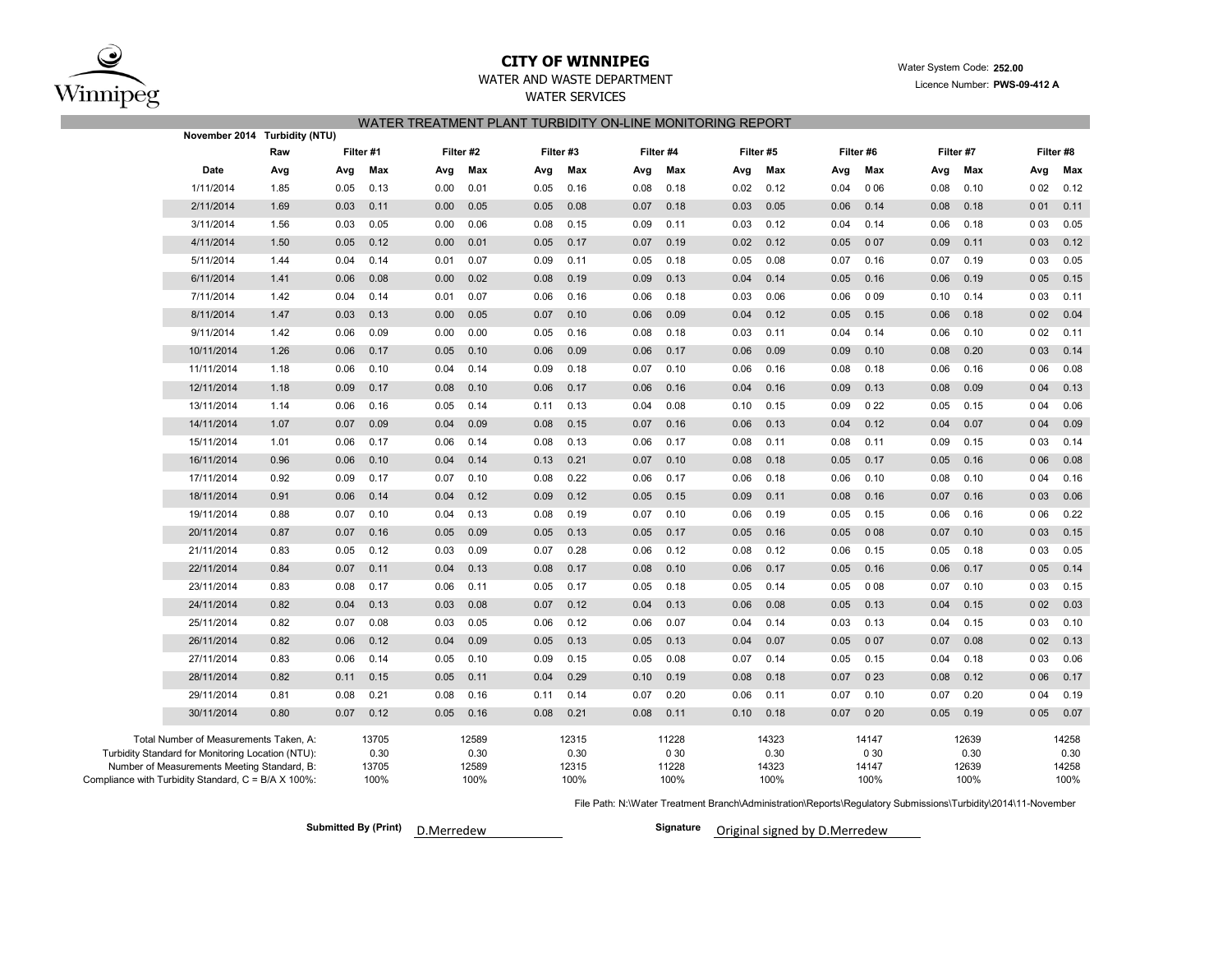**CITY OF WINNIPEG**

WATER AND WASTE DEPARTMENT

WATER SERVICES

Water System Code: **252.00**

Licence Number: **PWS-09-412 A**

## WATER TREATMENT PLANT TURBIDITY ON-LINE MONITORING REPORT

**November 2014 Turbidity (NTU)**

| | Raw | Filter #1 | | Filter #2 | | Filter #3 | | Filter #4 | | Filter #5 | | Filter #6 | | Filter #7 | | Filter #8 | |
|---|---|---|---|---|---|---|---|---|---|---|---|---|---|---|---|---|---|
| **Date** | **Avg** | **Avg** | **Max** | **Avg** | **Max** | **Avg** | **Max** | **Avg** | **Max** | **Avg** | **Max** | **Avg** | **Max** | **Avg** | **Max** | **Avg** | **Max** |
| 1/11/2014 | 1.85 | 0.05 | 0.13 | 0.00 | 0.01 | 0.05 | 0.16 | 0.08 | 0.18 | 0.02 | 0.12 | 0.04 | 0 06 | 0.08 | 0.10 | 0 02 | 0.12 |
| 2/11/2014 | 1.69 | 0.03 | 0.11 | 0.00 | 0.05 | 0.05 | 0.08 | 0.07 | 0.18 | 0.03 | 0.05 | 0.06 | 0.14 | 0.08 | 0.18 | 0 01 | 0.11 |
| 3/11/2014 | 1.56 | 0.03 | 0.05 | 0.00 | 0.06 | 0.08 | 0.15 | 0.09 | 0.11 | 0.03 | 0.12 | 0.04 | 0.14 | 0.06 | 0.18 | 0 03 | 0.05 |
| 4/11/2014 | 1.50 | 0.05 | 0.12 | 0.00 | 0.01 | 0.05 | 0.17 | 0.07 | 0.19 | 0.02 | 0.12 | 0.05 | 0 07 | 0.09 | 0.11 | 0 03 | 0.12 |
| 5/11/2014 | 1.44 | 0.04 | 0.14 | 0.01 | 0.07 | 0.09 | 0.11 | 0.05 | 0.18 | 0.05 | 0.08 | 0.07 | 0.16 | 0.07 | 0.19 | 0 03 | 0.05 |
| 6/11/2014 | 1.41 | 0.06 | 0.08 | 0.00 | 0.02 | 0.08 | 0.19 | 0.09 | 0.13 | 0.04 | 0.14 | 0.05 | 0.16 | 0.06 | 0.19 | 0 05 | 0.15 |
| 7/11/2014 | 1.42 | 0.04 | 0.14 | 0.01 | 0.07 | 0.06 | 0.16 | 0.06 | 0.18 | 0.03 | 0.06 | 0.06 | 0 09 | 0.10 | 0.14 | 0 03 | 0.11 |
| 8/11/2014 | 1.47 | 0.03 | 0.13 | 0.00 | 0.05 | 0.07 | 0.10 | 0.06 | 0.09 | 0.04 | 0.12 | 0.05 | 0.15 | 0.06 | 0.18 | 0 02 | 0.04 |
| 9/11/2014 | 1.42 | 0.06 | 0.09 | 0.00 | 0.00 | 0.05 | 0.16 | 0.08 | 0.18 | 0.03 | 0.11 | 0.04 | 0.14 | 0.06 | 0.10 | 0 02 | 0.11 |
| 10/11/2014 | 1.26 | 0.06 | 0.17 | 0.05 | 0.10 | 0.06 | 0.09 | 0.06 | 0.17 | 0.06 | 0.09 | 0.09 | 0.10 | 0.08 | 0.20 | 0 03 | 0.14 |
| 11/11/2014 | 1.18 | 0.06 | 0.10 | 0.04 | 0.14 | 0.09 | 0.18 | 0.07 | 0.10 | 0.06 | 0.16 | 0.08 | 0.18 | 0.06 | 0.16 | 0 06 | 0.08 |
| 12/11/2014 | 1.18 | 0.09 | 0.17 | 0.08 | 0.10 | 0.06 | 0.17 | 0.06 | 0.16 | 0.04 | 0.16 | 0.09 | 0.13 | 0.08 | 0.09 | 0 04 | 0.13 |
| 13/11/2014 | 1.14 | 0.06 | 0.16 | 0.05 | 0.14 | 0.11 | 0.13 | 0.04 | 0.08 | 0.10 | 0.15 | 0.09 | 0 22 | 0.05 | 0.15 | 0 04 | 0.06 |
| 14/11/2014 | 1.07 | 0.07 | 0.09 | 0.04 | 0.09 | 0.08 | 0.15 | 0.07 | 0.16 | 0.06 | 0.13 | 0.04 | 0.12 | 0.04 | 0.07 | 0 04 | 0.09 |
| 15/11/2014 | 1.01 | 0.06 | 0.17 | 0.06 | 0.14 | 0.08 | 0.13 | 0.06 | 0.17 | 0.08 | 0.11 | 0.08 | 0.11 | 0.09 | 0.15 | 0 03 | 0.14 |
| 16/11/2014 | 0.96 | 0.06 | 0.10 | 0.04 | 0.14 | 0.13 | 0.21 | 0.07 | 0.10 | 0.08 | 0.18 | 0.05 | 0.17 | 0.05 | 0.16 | 0 06 | 0.08 |
| 17/11/2014 | 0.92 | 0.09 | 0.17 | 0.07 | 0.10 | 0.08 | 0.22 | 0.06 | 0.17 | 0.06 | 0.18 | 0.06 | 0.10 | 0.08 | 0.10 | 0 04 | 0.16 |
| 18/11/2014 | 0.91 | 0.06 | 0.14 | 0.04 | 0.12 | 0.09 | 0.12 | 0.05 | 0.15 | 0.09 | 0.11 | 0.08 | 0.16 | 0.07 | 0.16 | 0 03 | 0.06 |
| 19/11/2014 | 0.88 | 0.07 | 0.10 | 0.04 | 0.13 | 0.08 | 0.19 | 0.07 | 0.10 | 0.06 | 0.19 | 0.05 | 0.15 | 0.06 | 0.16 | 0 06 | 0.22 |
| 20/11/2014 | 0.87 | 0.07 | 0.16 | 0.05 | 0.09 | 0.05 | 0.13 | 0.05 | 0.17 | 0.05 | 0.16 | 0.05 | 0 08 | 0.07 | 0.10 | 0 03 | 0.15 |
| 21/11/2014 | 0.83 | 0.05 | 0.12 | 0.03 | 0.09 | 0.07 | 0.28 | 0.06 | 0.12 | 0.08 | 0.12 | 0.06 | 0.15 | 0.05 | 0.18 | 0 03 | 0.05 |
| 22/11/2014 | 0.84 | 0.07 | 0.11 | 0.04 | 0.13 | 0.08 | 0.17 | 0.08 | 0.10 | 0.06 | 0.17 | 0.05 | 0.16 | 0.06 | 0.17 | 0 05 | 0.14 |
| 23/11/2014 | 0.83 | 0.08 | 0.17 | 0.06 | 0.11 | 0.05 | 0.17 | 0.05 | 0.18 | 0.05 | 0.14 | 0.05 | 0 08 | 0.07 | 0.10 | 0 03 | 0.15 |
| 24/11/2014 | 0.82 | 0.04 | 0.13 | 0.03 | 0.08 | 0.07 | 0.12 | 0.04 | 0.13 | 0.06 | 0.08 | 0.05 | 0.13 | 0.04 | 0.15 | 0 02 | 0.03 |
| 25/11/2014 | 0.82 | 0.07 | 0.08 | 0.03 | 0.05 | 0.06 | 0.12 | 0.06 | 0.07 | 0.04 | 0.14 | 0.03 | 0.13 | 0.04 | 0.15 | 0 03 | 0.10 |
| 26/11/2014 | 0.82 | 0.06 | 0.12 | 0.04 | 0.09 | 0.05 | 0.13 | 0.05 | 0.13 | 0.04 | 0.07 | 0.05 | 0 07 | 0.07 | 0.08 | 0 02 | 0.13 |
| 27/11/2014 | 0.83 | 0.06 | 0.14 | 0.05 | 0.10 | 0.09 | 0.15 | 0.05 | 0.08 | 0.07 | 0.14 | 0.05 | 0.15 | 0.04 | 0.18 | 0 03 | 0.06 |
| 28/11/2014 | 0.82 | 0.11 | 0.15 | 0.05 | 0.11 | 0.04 | 0.29 | 0.10 | 0.19 | 0.08 | 0.18 | 0.07 | 0 23 | 0.08 | 0.12 | 0 06 | 0.17 |
| 29/11/2014 | 0.81 | 0.08 | 0.21 | 0.08 | 0.16 | 0.11 | 0.14 | 0.07 | 0.20 | 0.06 | 0.11 | 0.07 | 0.10 | 0.07 | 0.20 | 0 04 | 0.19 |
| 30/11/2014 | 0.80 | 0.07 | 0.12 | 0.05 | 0.16 | 0.08 | 0.21 | 0.08 | 0.11 | 0.10 | 0.18 | 0.07 | 0 20 | 0.05 | 0.19 | 0 05 | 0.07 |

| | Filter #1 | Filter #2 | Filter #3 | Filter #4 | Filter #5 | Filter #6 | Filter #7 | Filter #8 |
|---|---|---|---|---|---|---|---|---|
| Total Number of Measurements Taken, A: | 13705 | 12589 | 12315 | 11228 | 14323 | 14147 | 12639 | 14258 |
| Turbidity Standard for Monitoring Location (NTU): | 0.30 | 0.30 | 0.30 | 0 30 | 0.30 | 0 30 | 0.30 | 0.30 |
| Number of Measurements Meeting Standard, B: | 13705 | 12589 | 12315 | 11228 | 14323 | 14147 | 12639 | 14258 |
| Compliance with Turbidity Standard, C = B/A X 100%: | 100% | 100% | 100% | 100% | 100% | 100% | 100% | 100% |

File Path: N:\Water Treatment Branch\Administration\Reports\Regulatory Submissions\Turbidity\2014\11-November

**Submitted By (Print)** D.Merredew **Signature** Original signed by D.Merredew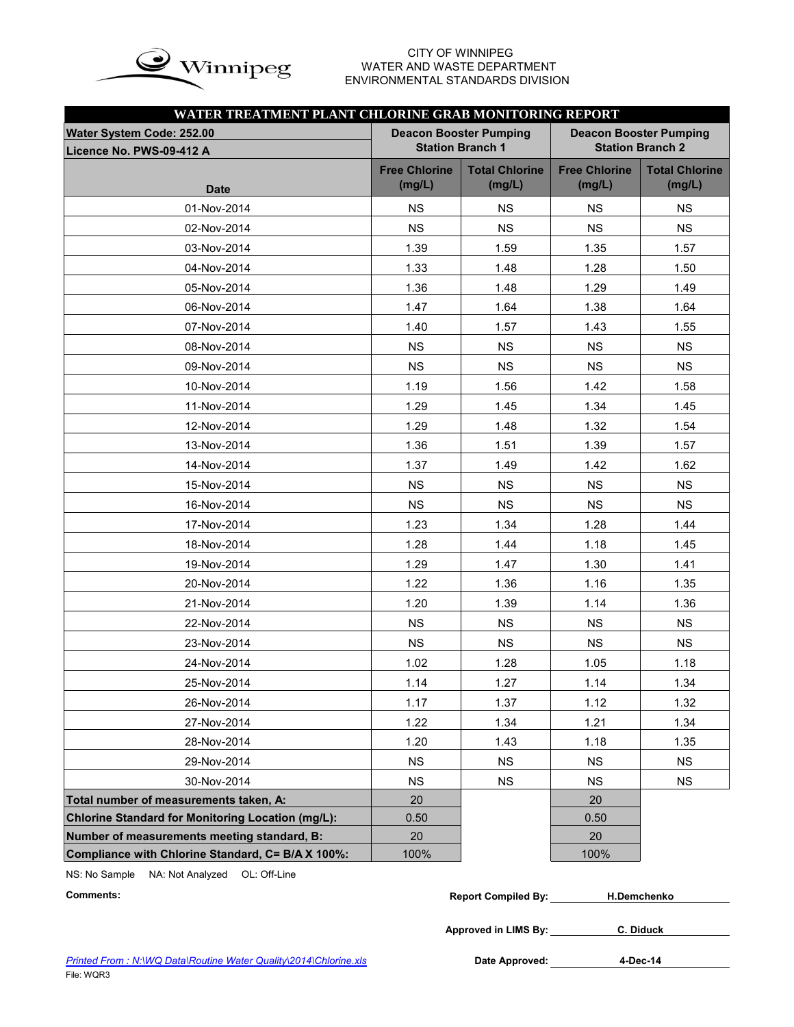CITY OF WINNIPEG
WATER AND WASTE DEPARTMENT
ENVIRONMENTAL STANDARDS DIVISION

## WATER TREATMENT PLANT CHLORINE GRAB MONITORING REPORT

| Water System Code: 252.00<br>Licence No. PWS-09-412 A | Deacon Booster Pumping Station Branch 1 | | Deacon Booster Pumping Station Branch 2 | |
|---|---|---|---|---|
| Date | Free Chlorine (mg/L) | Total Chlorine (mg/L) | Free Chlorine (mg/L) | Total Chlorine (mg/L) |
| 01-Nov-2014 | NS | NS | NS | NS |
| 02-Nov-2014 | NS | NS | NS | NS |
| 03-Nov-2014 | 1.39 | 1.59 | 1.35 | 1.57 |
| 04-Nov-2014 | 1.33 | 1.48 | 1.28 | 1.50 |
| 05-Nov-2014 | 1.36 | 1.48 | 1.29 | 1.49 |
| 06-Nov-2014 | 1.47 | 1.64 | 1.38 | 1.64 |
| 07-Nov-2014 | 1.40 | 1.57 | 1.43 | 1.55 |
| 08-Nov-2014 | NS | NS | NS | NS |
| 09-Nov-2014 | NS | NS | NS | NS |
| 10-Nov-2014 | 1.19 | 1.56 | 1.42 | 1.58 |
| 11-Nov-2014 | 1.29 | 1.45 | 1.34 | 1.45 |
| 12-Nov-2014 | 1.29 | 1.48 | 1.32 | 1.54 |
| 13-Nov-2014 | 1.36 | 1.51 | 1.39 | 1.57 |
| 14-Nov-2014 | 1.37 | 1.49 | 1.42 | 1.62 |
| 15-Nov-2014 | NS | NS | NS | NS |
| 16-Nov-2014 | NS | NS | NS | NS |
| 17-Nov-2014 | 1.23 | 1.34 | 1.28 | 1.44 |
| 18-Nov-2014 | 1.28 | 1.44 | 1.18 | 1.45 |
| 19-Nov-2014 | 1.29 | 1.47 | 1.30 | 1.41 |
| 20-Nov-2014 | 1.22 | 1.36 | 1.16 | 1.35 |
| 21-Nov-2014 | 1.20 | 1.39 | 1.14 | 1.36 |
| 22-Nov-2014 | NS | NS | NS | NS |
| 23-Nov-2014 | NS | NS | NS | NS |
| 24-Nov-2014 | 1.02 | 1.28 | 1.05 | 1.18 |
| 25-Nov-2014 | 1.14 | 1.27 | 1.14 | 1.34 |
| 26-Nov-2014 | 1.17 | 1.37 | 1.12 | 1.32 |
| 27-Nov-2014 | 1.22 | 1.34 | 1.21 | 1.34 |
| 28-Nov-2014 | 1.20 | 1.43 | 1.18 | 1.35 |
| 29-Nov-2014 | NS | NS | NS | NS |
| 30-Nov-2014 | NS | NS | NS | NS |
| **Total number of measurements taken, A:** | 20 | | 20 | |
| **Chlorine Standard for Monitoring Location (mg/L):** | 0.50 | | 0.50 | |
| **Number of measurements meeting standard, B:** | 20 | | 20 | |
| **Compliance with Chlorine Standard, C= B/A X 100%:** | 100% | | 100% | |

NS: No Sample NA: Not Analyzed OL: Off-Line

**Comments:**

**Report Compiled By:** H.Demchenko

**Approved in LIMS By:** C. Diduck

**Date Approved:** 4-Dec-14

*Printed From : N:\WQ Data\Routine Water Quality\2014\Chlorine.xls*
File: WQR3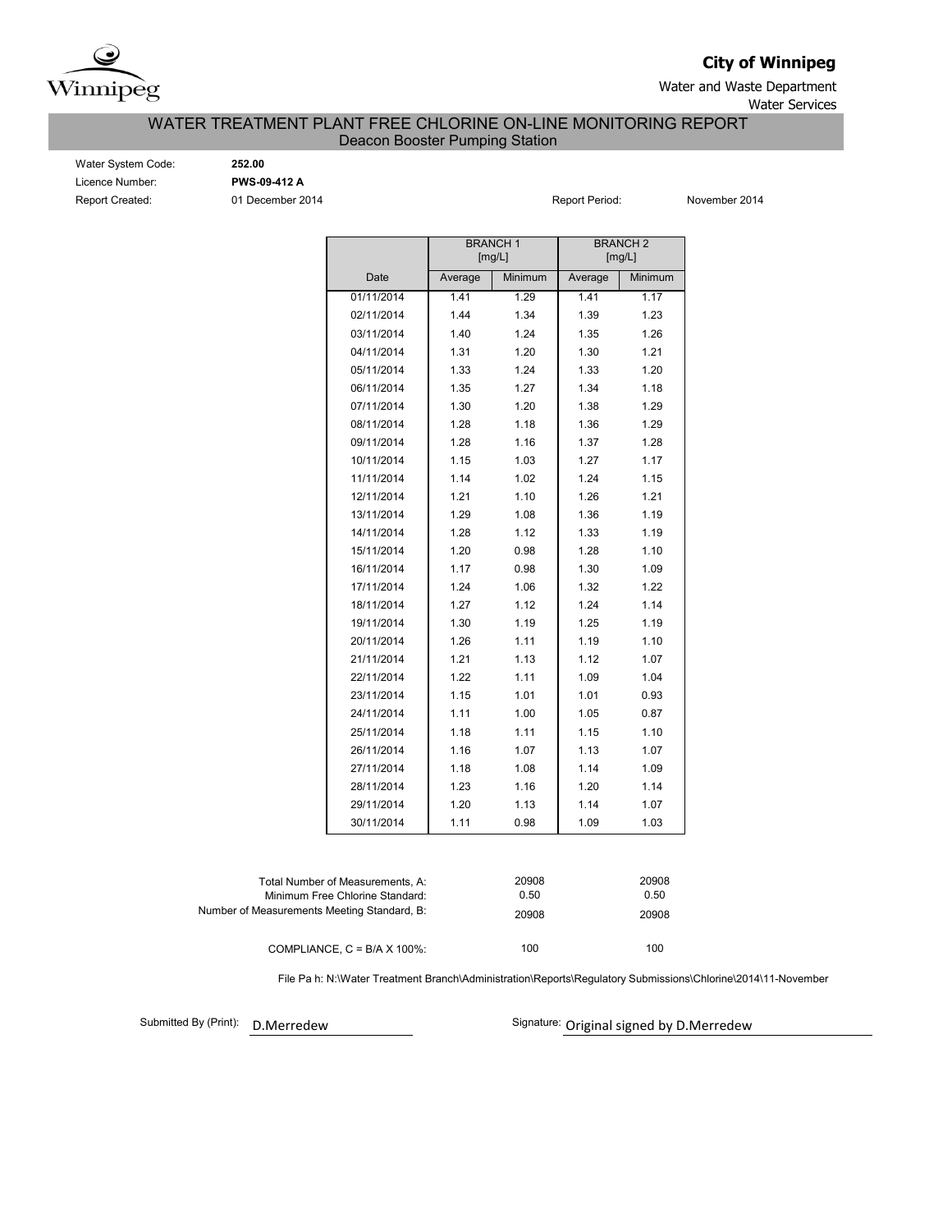**City of Winnipeg**

Water and Waste Department

Water Services

# WATER TREATMENT PLANT FREE CHLORINE ON-LINE MONITORING REPORT

## Deacon Booster Pumping Station

Water System Code: **252.00**

Licence Number: **PWS-09-412 A**

Report Created: 01 December 2014

Report Period: November 2014

| Date | BRANCH 1 [mg/L] | | BRANCH 2 [mg/L] | |
|---|---|---|---|---|
| | Average | Minimum | Average | Minimum |
| 01/11/2014 | 1.41 | 1.29 | 1.41 | 1.17 |
| 02/11/2014 | 1.44 | 1.34 | 1.39 | 1.23 |
| 03/11/2014 | 1.40 | 1.24 | 1.35 | 1.26 |
| 04/11/2014 | 1.31 | 1.20 | 1.30 | 1.21 |
| 05/11/2014 | 1.33 | 1.24 | 1.33 | 1.20 |
| 06/11/2014 | 1.35 | 1.27 | 1.34 | 1.18 |
| 07/11/2014 | 1.30 | 1.20 | 1.38 | 1.29 |
| 08/11/2014 | 1.28 | 1.18 | 1.36 | 1.29 |
| 09/11/2014 | 1.28 | 1.16 | 1.37 | 1.28 |
| 10/11/2014 | 1.15 | 1.03 | 1.27 | 1.17 |
| 11/11/2014 | 1.14 | 1.02 | 1.24 | 1.15 |
| 12/11/2014 | 1.21 | 1.10 | 1.26 | 1.21 |
| 13/11/2014 | 1.29 | 1.08 | 1.36 | 1.19 |
| 14/11/2014 | 1.28 | 1.12 | 1.33 | 1.19 |
| 15/11/2014 | 1.20 | 0.98 | 1.28 | 1.10 |
| 16/11/2014 | 1.17 | 0.98 | 1.30 | 1.09 |
| 17/11/2014 | 1.24 | 1.06 | 1.32 | 1.22 |
| 18/11/2014 | 1.27 | 1.12 | 1.24 | 1.14 |
| 19/11/2014 | 1.30 | 1.19 | 1.25 | 1.19 |
| 20/11/2014 | 1.26 | 1.11 | 1.19 | 1.10 |
| 21/11/2014 | 1.21 | 1.13 | 1.12 | 1.07 |
| 22/11/2014 | 1.22 | 1.11 | 1.09 | 1.04 |
| 23/11/2014 | 1.15 | 1.01 | 1.01 | 0.93 |
| 24/11/2014 | 1.11 | 1.00 | 1.05 | 0.87 |
| 25/11/2014 | 1.18 | 1.11 | 1.15 | 1.10 |
| 26/11/2014 | 1.16 | 1.07 | 1.13 | 1.07 |
| 27/11/2014 | 1.18 | 1.08 | 1.14 | 1.09 |
| 28/11/2014 | 1.23 | 1.16 | 1.20 | 1.14 |
| 29/11/2014 | 1.20 | 1.13 | 1.14 | 1.07 |
| 30/11/2014 | 1.11 | 0.98 | 1.09 | 1.03 |

| | Branch 1 | Branch 2 |
|---|---|---|
| Total Number of Measurements, A: | 20908 | 20908 |
| Minimum Free Chlorine Standard: | 0.50 | 0.50 |
| Number of Measurements Meeting Standard, B: | 20908 | 20908 |
| COMPLIANCE, C = B/A X 100%: | 100 | 100 |

File Pa h: N:\Water Treatment Branch\Administration\Reports\Regulatory Submissions\Chlorine\2014\11-November

Submitted By (Print): D.Merredew

Signature: Original signed by D.Merredew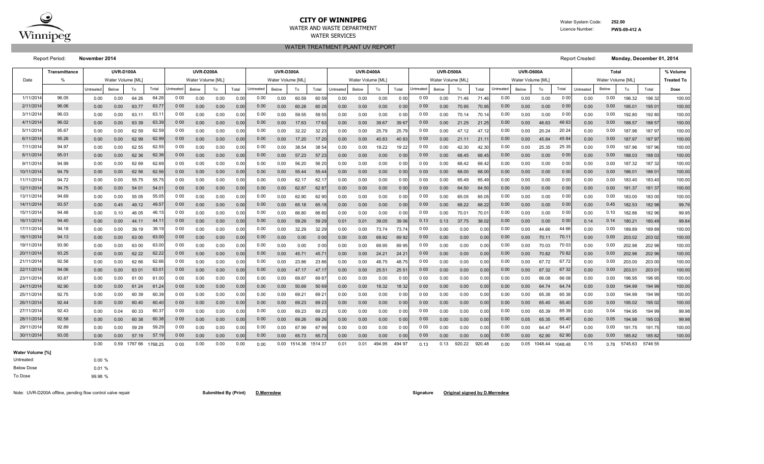# CITY OF WINNIPEG

WATER AND WASTE DEPARTMENT

WATER SERVICES

Water System Code: **252.00**

Licence Number: **PWS-09-412 A**

## WATER TREATMENT PLANT UV REPORT

Report Period: **November 2014**

Report Created: **Monday, December 01, 2014**

| Date | Transmittance % | UVR-D100A Water Volume [ML] | | | | UVR-D200A Water Volume [ML] | | | | UVR-D300A Water Volume [ML] | | | | UVR-D400A Water Volume [ML] | | | | UVR-D500A Water Volume [ML] | | | | UVR-D600A Water Volume [ML] | | | | Total Water Volume [ML] | | | | % Volume Treated To Dose |
|---|---|---|---|---|---|---|---|---|---|---|---|---|---|---|---|---|---|---|---|---|---|---|---|---|---|---|---|---|---|---|
| | | Untreated | Below | To | Total | Untreated | Below | To | Total | Untreated | Below | To | Total | Untreated | Below | To | Total | Untreated | Below | To | Total | Untreated | Below | To | Total | Untreated | Below | To | Total | |
| 1/11/2014 | 96.05 | 0.00 | 0.00 | 64.26 | 64.26 | 0.00 | 0.00 | 0.00 | 0.00 | 0.00 | 0.00 | 60.59 | 60.59 | 0.00 | 0.00 | 0.00 | 0.00 | 0.00 | 0.00 | 71.46 | 71.46 | 0.00 | 0.00 | 0.00 | 0.00 | 0.00 | 0.00 | 196.32 | 196.32 | 100.00 |
| 2/11/2014 | 96.06 | 0.00 | 0.00 | 63.77 | 63.77 | 0.00 | 0.00 | 0.00 | 0.00 | 0.00 | 0.00 | 60.28 | 60.28 | 0.00 | 0.00 | 0.00 | 0.00 | 0.00 | 0.00 | 70.95 | 70.95 | 0.00 | 0.00 | 0.00 | 0.00 | 0.00 | 0.00 | 195.01 | 195.01 | 100.00 |
| 3/11/2014 | 96.03 | 0.00 | 0.00 | 63.11 | 63.11 | 0.00 | 0.00 | 0.00 | 0.00 | 0.00 | 0.00 | 59.55 | 59.55 | 0.00 | 0.00 | 0.00 | 0.00 | 0.00 | 0.00 | 70.14 | 70.14 | 0.00 | 0.00 | 0.00 | 0.00 | 0.00 | 0.00 | 192.80 | 192.80 | 100.00 |
| 4/11/2014 | 96.02 | 0.00 | 0.00 | 63.39 | 63.39 | 0.00 | 0.00 | 0.00 | 0.00 | 0.00 | 0.00 | 17.63 | 17.63 | 0.00 | 0.00 | 39.67 | 39.67 | 0.00 | 0.00 | 21.25 | 21.25 | 0.00 | 0.00 | 46.63 | 46.63 | 0.00 | 0.00 | 188.57 | 188.57 | 100.00 |
| 5/11/2014 | 95.67 | 0.00 | 0.00 | 62.59 | 62.59 | 0.00 | 0.00 | 0.00 | 0.00 | 0.00 | 0.00 | 32.22 | 32.23 | 0.00 | 0.00 | 25.79 | 25.79 | 0.00 | 0.00 | 47.12 | 47.12 | 0.00 | 0.00 | 20.24 | 20.24 | 0.00 | 0.00 | 187.96 | 187.97 | 100.00 |
| 6/11/2014 | 95.26 | 0.00 | 0.00 | 62.99 | 62.99 | 0.00 | 0.00 | 0.00 | 0.00 | 0.00 | 0.00 | 17.20 | 17.20 | 0.00 | 0.00 | 40.83 | 40.83 | 0.00 | 0.00 | 21.11 | 21.11 | 0.00 | 0.00 | 45.84 | 45.84 | 0.00 | 0.00 | 187.97 | 187.97 | 100.00 |
| 7/11/2014 | 94.97 | 0.00 | 0.00 | 62.55 | 62.55 | 0.00 | 0.00 | 0.00 | 0.00 | 0.00 | 0.00 | 38.54 | 38.54 | 0.00 | 0.00 | 19.22 | 19.22 | 0.00 | 0.00 | 42.30 | 42.30 | 0.00 | 0.00 | 25.35 | 25.35 | 0.00 | 0.00 | 187.96 | 187.96 | 100.00 |
| 8/11/2014 | 95.01 | 0.00 | 0.00 | 62.36 | 62.36 | 0.00 | 0.00 | 0.00 | 0.00 | 0.00 | 0.00 | 57.23 | 57.23 | 0.00 | 0.00 | 0.00 | 0.00 | 0.00 | 0.00 | 68.45 | 68.45 | 0.00 | 0.00 | 0.00 | 0.00 | 0.00 | 0.00 | 188.03 | 188.03 | 100.00 |
| 9/11/2014 | 94.99 | 0.00 | 0.00 | 62.69 | 62.69 | 0.00 | 0.00 | 0.00 | 0.00 | 0.00 | 0.00 | 56.20 | 56.20 | 0.00 | 0.00 | 0.00 | 0.00 | 0.00 | 0.00 | 68.42 | 68.42 | 0.00 | 0.00 | 0.00 | 0.00 | 0.00 | 0.00 | 187.32 | 187.32 | 100.00 |
| 10/11/2014 | 94.79 | 0.00 | 0.00 | 62.56 | 62.56 | 0.00 | 0.00 | 0.00 | 0.00 | 0.00 | 0.00 | 55.44 | 55.44 | 0.00 | 0.00 | 0.00 | 0.00 | 0.00 | 0.00 | 68.00 | 68.00 | 0.00 | 0.00 | 0.00 | 0.00 | 0.00 | 0.00 | 186.01 | 186.01 | 100.00 |
| 11/11/2014 | 94.72 | 0.00 | 0.00 | 55.75 | 55.75 | 0.00 | 0.00 | 0.00 | 0.00 | 0.00 | 0.00 | 62.17 | 62.17 | 0.00 | 0.00 | 0.00 | 0.00 | 0.00 | 0.00 | 65.49 | 65.49 | 0.00 | 0.00 | 0.00 | 0.00 | 0.00 | 0.00 | 183.40 | 183.40 | 100.00 |
| 12/11/2014 | 94.75 | 0.00 | 0.00 | 54.01 | 54.01 | 0.00 | 0.00 | 0.00 | 0.00 | 0.00 | 0.00 | 62.87 | 62.87 | 0.00 | 0.00 | 0.00 | 0.00 | 0.00 | 0.00 | 64.50 | 64.50 | 0.00 | 0.00 | 0.00 | 0.00 | 0.00 | 0.00 | 181.37 | 181.37 | 100.00 |
| 13/11/2014 | 94.69 | 0.00 | 0.00 | 55.05 | 55.05 | 0.00 | 0.00 | 0.00 | 0.00 | 0.00 | 0.00 | 62.90 | 62.90 | 0.00 | 0.00 | 0.00 | 0.00 | 0.00 | 0.00 | 65.05 | 65.05 | 0.00 | 0.00 | 0.00 | 0.00 | 0.00 | 0.00 | 183.00 | 183.00 | 100.00 |
| 14/11/2014 | 93.57 | 0.00 | 0.45 | 49.12 | 49.57 | 0.00 | 0.00 | 0.00 | 0.00 | 0.00 | 0.00 | 65.18 | 65.18 | 0.00 | 0.00 | 0.00 | 0.00 | 0.00 | 0.00 | 68.22 | 68.22 | 0.00 | 0.00 | 0.00 | 0.00 | 0.00 | 0.45 | 182.53 | 182.98 | 99.76 |
| 15/11/2014 | 94.48 | 0.00 | 0.10 | 46.05 | 46.15 | 0.00 | 0.00 | 0.00 | 0.00 | 0.00 | 0.00 | 66.80 | 66.80 | 0.00 | 0.00 | 0.00 | 0.00 | 0.00 | 0.00 | 70.01 | 70.01 | 0.00 | 0.00 | 0.00 | 0.00 | 0.00 | 0.10 | 182.86 | 182.96 | 99.95 |
| 16/11/2014 | 94.40 | 0.00 | 0.00 | 44.11 | 44.11 | 0.00 | 0.00 | 0.00 | 0.00 | 0.00 | 0.00 | 59.29 | 59.29 | 0.01 | 0.01 | 39.05 | 39.06 | 0.13 | 0.13 | 37.75 | 38.02 | 0.00 | 0.00 | 0.00 | 0.00 | 0.14 | 0.14 | 180.21 | 180.49 | 99.84 |
| 17/11/2014 | 94.18 | 0.00 | 0.00 | 39.19 | 39.19 | 0.00 | 0.00 | 0.00 | 0.00 | 0.00 | 0.00 | 32.29 | 32.29 | 0.00 | 0.00 | 73.74 | 73.74 | 0.00 | 0.00 | 0.00 | 0.00 | 0.00 | 0.00 | 44.66 | 44.66 | 0.00 | 0.00 | 189.89 | 189.89 | 100.00 |
| 18/11/2014 | 94.13 | 0.00 | 0.00 | 63.00 | 63.00 | 0.00 | 0.00 | 0.00 | 0.00 | 0.00 | 0.00 | 0.00 | 0.00 | 0.00 | 0.00 | 69.92 | 69.92 | 0.00 | 0.00 | 0.00 | 0.00 | 0.00 | 0.00 | 70.11 | 70.11 | 0.00 | 0.00 | 203.02 | 203.02 | 100.00 |
| 19/11/2014 | 93.90 | 0.00 | 0.00 | 63.00 | 63.00 | 0.00 | 0.00 | 0.00 | 0.00 | 0.00 | 0.00 | 0.00 | 0.00 | 0.00 | 0.00 | 69.95 | 69.95 | 0.00 | 0.00 | 0.00 | 0.00 | 0.00 | 0.00 | 70.03 | 70.03 | 0.00 | 0.00 | 202.98 | 202.98 | 100.00 |
| 20/11/2014 | 93.25 | 0.00 | 0.00 | 62.22 | 62.22 | 0.00 | 0.00 | 0.00 | 0.00 | 0.00 | 0.00 | 45.71 | 45.71 | 0.00 | 0.00 | 24.21 | 24.21 | 0.00 | 0.00 | 0.00 | 0.00 | 0.00 | 0.00 | 70.82 | 70.82 | 0.00 | 0.00 | 202.96 | 202.96 | 100.00 |
| 21/11/2014 | 92.58 | 0.00 | 0.00 | 62.66 | 62.66 | 0.00 | 0.00 | 0.00 | 0.00 | 0.00 | 0.00 | 23.86 | 23.86 | 0.00 | 0.00 | 48.75 | 48.75 | 0.00 | 0.00 | 0.00 | 0.00 | 0.00 | 0.00 | 67.72 | 67.72 | 0.00 | 0.00 | 203.00 | 203.00 | 100.00 |
| 22/11/2014 | 94.06 | 0.00 | 0.00 | 63.01 | 63.01 | 0.00 | 0.00 | 0.00 | 0.00 | 0.00 | 0.00 | 47.17 | 47.17 | 0.00 | 0.00 | 25.51 | 25.51 | 0.00 | 0.00 | 0.00 | 0.00 | 0.00 | 0.00 | 67.32 | 67.32 | 0.00 | 0.00 | 203.01 | 203.01 | 100.00 |
| 23/11/2014 | 93.87 | 0.00 | 0.00 | 61.00 | 61.00 | 0.00 | 0.00 | 0.00 | 0.00 | 0.00 | 0.00 | 69.87 | 69.87 | 0.00 | 0.00 | 0.00 | 0.00 | 0.00 | 0.00 | 0.00 | 0.00 | 0.00 | 0.00 | 66.08 | 66.08 | 0.00 | 0.00 | 196.95 | 196.95 | 100.00 |
| 24/11/2014 | 92.90 | 0.00 | 0.00 | 61.24 | 61.24 | 0.00 | 0.00 | 0.00 | 0.00 | 0.00 | 0.00 | 50.69 | 50.69 | 0.00 | 0.00 | 18.32 | 18.32 | 0.00 | 0.00 | 0.00 | 0.00 | 0.00 | 0.00 | 64.74 | 64.74 | 0.00 | 0.00 | 194.99 | 194.99 | 100.00 |
| 25/11/2014 | 92.75 | 0.00 | 0.00 | 60.39 | 60.39 | 0.00 | 0.00 | 0.00 | 0.00 | 0.00 | 0.00 | 69.21 | 69.21 | 0.00 | 0.00 | 0.00 | 0.00 | 0.00 | 0.00 | 0.00 | 0.00 | 0.00 | 0.00 | 65.38 | 65.38 | 0.00 | 0.00 | 194.99 | 194.99 | 100.00 |
| 26/11/2014 | 92.44 | 0.00 | 0.00 | 60.40 | 60.40 | 0.00 | 0.00 | 0.00 | 0.00 | 0.00 | 0.00 | 69.23 | 69.23 | 0.00 | 0.00 | 0.00 | 0.00 | 0.00 | 0.00 | 0.00 | 0.00 | 0.00 | 0.00 | 65.40 | 65.40 | 0.00 | 0.00 | 195.02 | 195.02 | 100.00 |
| 27/11/2014 | 92.43 | 0.00 | 0.04 | 60.33 | 60.37 | 0.00 | 0.00 | 0.00 | 0.00 | 0.00 | 0.00 | 69.23 | 69.23 | 0.00 | 0.00 | 0.00 | 0.00 | 0.00 | 0.00 | 0.00 | 0.00 | 0.00 | 0.00 | 65.39 | 65.39 | 0.00 | 0.04 | 194.95 | 194.99 | 99.98 |
| 28/11/2014 | 92.58 | 0.00 | 0.00 | 60.38 | 60.38 | 0.00 | 0.00 | 0.00 | 0.00 | 0.00 | 0.00 | 69.26 | 69.26 | 0.00 | 0.00 | 0.00 | 0.00 | 0.00 | 0.00 | 0.00 | 0.00 | 0.00 | 0.05 | 65.35 | 65.40 | 0.00 | 0.05 | 194.98 | 195.03 | 99.98 |
| 29/11/2014 | 92.89 | 0.00 | 0.00 | 59.29 | 59.29 | 0.00 | 0.00 | 0.00 | 0.00 | 0.00 | 0.00 | 67.99 | 67.99 | 0.00 | 0.00 | 0.00 | 0.00 | 0.00 | 0.00 | 0.00 | 0.00 | 0.00 | 0.00 | 64.47 | 64.47 | 0.00 | 0.00 | 191.75 | 191.75 | 100.00 |
| 30/11/2014 | 93.05 | 0.00 | 0.00 | 57.19 | 57.19 | 0.00 | 0.00 | 0.00 | 0.00 | 0.00 | 0.00 | 65.73 | 65.73 | 0.00 | 0.00 | 0.00 | 0.00 | 0.00 | 0.00 | 0.00 | 0.00 | 0.00 | 0.00 | 62.90 | 62.90 | 0.00 | 0.00 | 185.82 | 185.82 | 100.00 |
| | | 0.00 | 0.59 | 1767.66 | 1768.25 | 0.00 | 0.00 | 0.00 | 0.00 | 0.00 | 0.00 | 1514.36 | 1514.37 | 0.01 | 0.01 | 494.95 | 494.97 | 0.13 | 0.13 | 920.22 | 920.48 | 0.00 | 0.05 | 1048.44 | 1048.48 | 0.15 | 0.78 | 5745.63 | 5746.55 | |

**Water Volume [%]**

| | |
|---|---|
| Untreated: | 0.00 % |
| Below Dose | 0.01 % |
| To Dose | 99.98 % |

Note: UVR-D200A offline, pending flow control valve repair

**Submitted By (Print)** **D.Merredew**

**Signature** **Original signed by D.Merredew**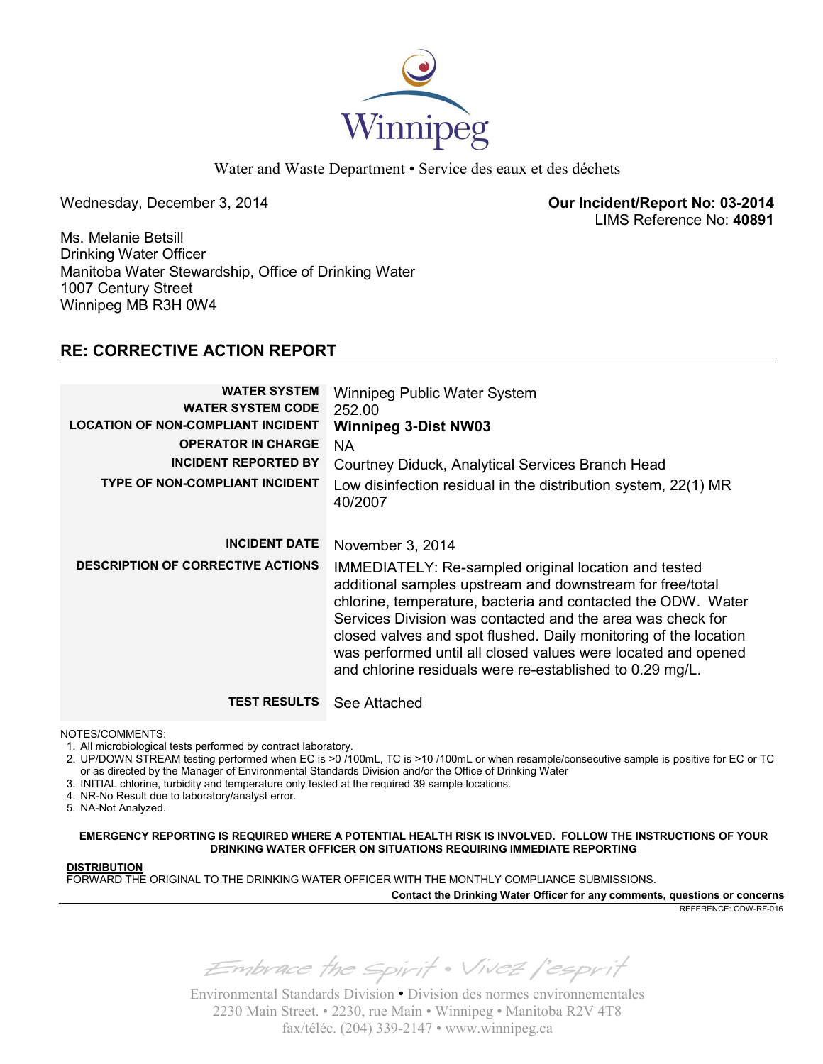Winnipeg

Water and Waste Department • Service des eaux et des déchets

Wednesday, December 3, 2014

**Our Incident/Report No: 03-2014**
LIMS Reference No: **40891**

Ms. Melanie Betsill
Drinking Water Officer
Manitoba Water Stewardship, Office of Drinking Water
1007 Century Street
Winnipeg MB R3H 0W4

## RE: CORRECTIVE ACTION REPORT

| | |
|---|---|
| **WATER SYSTEM** | Winnipeg Public Water System |
| **WATER SYSTEM CODE** | 252.00 |
| **LOCATION OF NON-COMPLIANT INCIDENT** | **Winnipeg 3-Dist NW03** |
| **OPERATOR IN CHARGE** | NA |
| **INCIDENT REPORTED BY** | Courtney Diduck, Analytical Services Branch Head |
| **TYPE OF NON-COMPLIANT INCIDENT** | Low disinfection residual in the distribution system, 22(1) MR 40/2007 |
| **INCIDENT DATE** | November 3, 2014 |
| **DESCRIPTION OF CORRECTIVE ACTIONS** | IMMEDIATELY: Re-sampled original location and tested additional samples upstream and downstream for free/total chlorine, temperature, bacteria and contacted the ODW. Water Services Division was contacted and the area was check for closed valves and spot flushed. Daily monitoring of the location was performed until all closed values were located and opened and chlorine residuals were re-established to 0.29 mg/L. |
| **TEST RESULTS** | See Attached |

NOTES/COMMENTS:

1. All microbiological tests performed by contract laboratory.
2. UP/DOWN STREAM testing performed when EC is >0 /100mL, TC is >10 /100mL or when resample/consecutive sample is positive for EC or TC or as directed by the Manager of Environmental Standards Division and/or the Office of Drinking Water
3. INITIAL chlorine, turbidity and temperature only tested at the required 39 sample locations.
4. NR-No Result due to laboratory/analyst error.
5. NA-Not Analyzed.

**EMERGENCY REPORTING IS REQUIRED WHERE A POTENTIAL HEALTH RISK IS INVOLVED. FOLLOW THE INSTRUCTIONS OF YOUR DRINKING WATER OFFICER ON SITUATIONS REQUIRING IMMEDIATE REPORTING**

**DISTRIBUTION**
FORWARD THE ORIGINAL TO THE DRINKING WATER OFFICER WITH THE MONTHLY COMPLIANCE SUBMISSIONS.

**Contact the Drinking Water Officer for any comments, questions or concerns**

REFERENCE: ODW-RF-016

*Embrace the Spirit • Vivez l'esprit*

Environmental Standards Division • Division des normes environnementales
2230 Main Street. • 2230, rue Main • Winnipeg • Manitoba R2V 4T8
fax/téléc. (204) 339-2147 • www.winnipeg.ca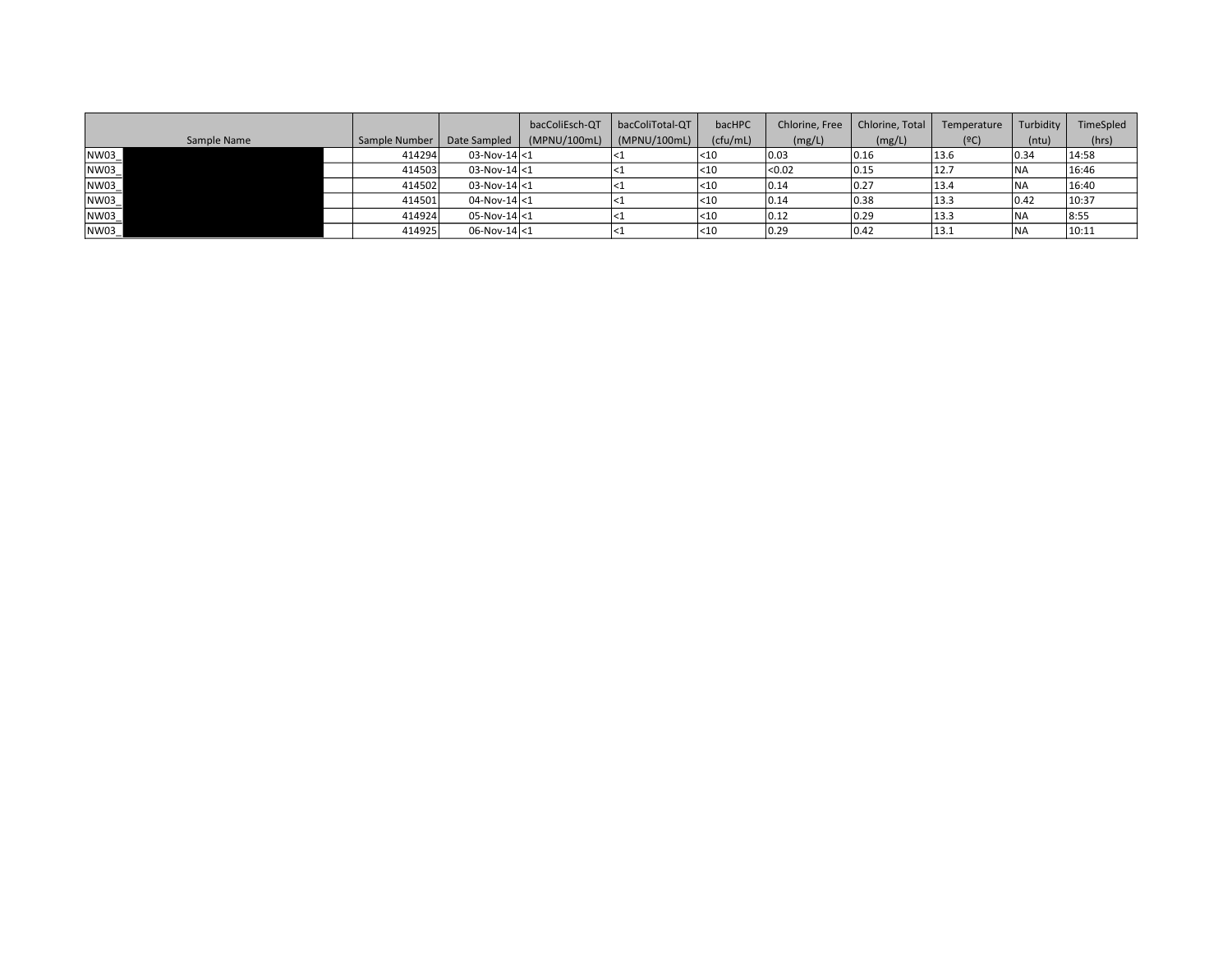| Sample Name | Sample Number | Date Sampled | bacColiEsch-QT (MPNU/100mL) | bacColiTotal-QT (MPNU/100mL) | bacHPC (cfu/mL) | Chlorine, Free (mg/L) | Chlorine, Total (mg/L) | Temperature (ºC) | Turbidity (ntu) | TimeSpled (hrs) |
|---|---|---|---|---|---|---|---|---|---|---|
| NW03_ | 414294 | 03-Nov-14 | <1 | <1 | <10 | 0.03 | 0.16 | 13.6 | 0.34 | 14:58 |
| NW03_ | 414503 | 03-Nov-14 | <1 | <1 | <10 | <0.02 | 0.15 | 12.7 | NA | 16:46 |
| NW03_ | 414502 | 03-Nov-14 | <1 | <1 | <10 | 0.14 | 0.27 | 13.4 | NA | 16:40 |
| NW03_ | 414501 | 04-Nov-14 | <1 | <1 | <10 | 0.14 | 0.38 | 13.3 | 0.42 | 10:37 |
| NW03_ | 414924 | 05-Nov-14 | <1 | <1 | <10 | 0.12 | 0.29 | 13.3 | NA | 8:55 |
| NW03_ | 414925 | 06-Nov-14 | <1 | <1 | <10 | 0.29 | 0.42 | 13.1 | NA | 10:11 |